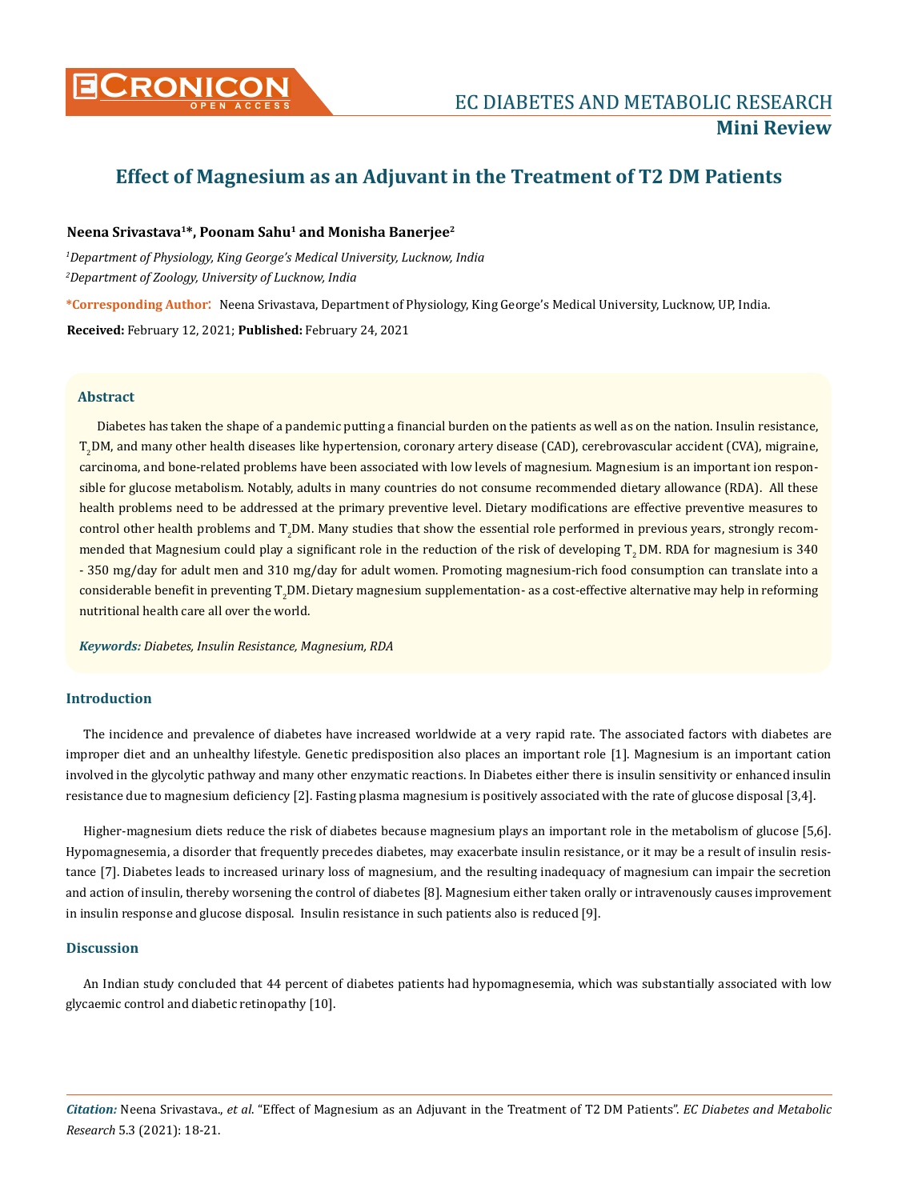# Effect of Magnesium as an Adjuvant in the Treatment of T2 DM Patients

**Neena Srivastava[1]\*, Poonam Sahu[1] and Monisha Banerjee[2]**

*[1]Department of Physiology, King George's Medical University, Lucknow, India*

*[2]Department of Zoology, University of Lucknow, India*

**\*Corresponding Author:** Neena Srivastava, Department of Physiology, King George's Medical University, Lucknow, UP, India.

**Received:** February 12, 2021; **Published:** February 24, 2021

## Abstract

Diabetes has taken the shape of a pandemic putting a financial burden on the patients as well as on the nation. Insulin resistance, $T_2DM$, and many other health diseases like hypertension, coronary artery disease (CAD), cerebrovascular accident (CVA), migraine, carcinoma, and bone-related problems have been associated with low levels of magnesium. Magnesium is an important ion responsible for glucose metabolism. Notably, adults in many countries do not consume recommended dietary allowance (RDA). All these health problems need to be addressed at the primary preventive level. Dietary modifications are effective preventive measures to control other health problems and $T_2DM$. Many studies that show the essential role performed in previous years, strongly recommended that Magnesium could play a significant role in the reduction of the risk of developing $T_2$ DM. RDA for magnesium is 340 - 350 mg/day for adult men and 310 mg/day for adult women. Promoting magnesium-rich food consumption can translate into a considerable benefit in preventing $T_2DM$. Dietary magnesium supplementation- as a cost-effective alternative may help in reforming nutritional health care all over the world.

***Keywords:*** *Diabetes, Insulin Resistance, Magnesium, RDA*

## Introduction

The incidence and prevalence of diabetes have increased worldwide at a very rapid rate. The associated factors with diabetes are improper diet and an unhealthy lifestyle. Genetic predisposition also places an important role [1]. Magnesium is an important cation involved in the glycolytic pathway and many other enzymatic reactions. In Diabetes either there is insulin sensitivity or enhanced insulin resistance due to magnesium deficiency [2]. Fasting plasma magnesium is positively associated with the rate of glucose disposal [3,4].

Higher-magnesium diets reduce the risk of diabetes because magnesium plays an important role in the metabolism of glucose [5,6]. Hypomagnesemia, a disorder that frequently precedes diabetes, may exacerbate insulin resistance, or it may be a result of insulin resistance [7]. Diabetes leads to increased urinary loss of magnesium, and the resulting inadequacy of magnesium can impair the secretion and action of insulin, thereby worsening the control of diabetes [8]. Magnesium either taken orally or intravenously causes improvement in insulin response and glucose disposal. Insulin resistance in such patients also is reduced [9].

## Discussion

An Indian study concluded that 44 percent of diabetes patients had hypomagnesemia, which was substantially associated with low glycaemic control and diabetic retinopathy [10].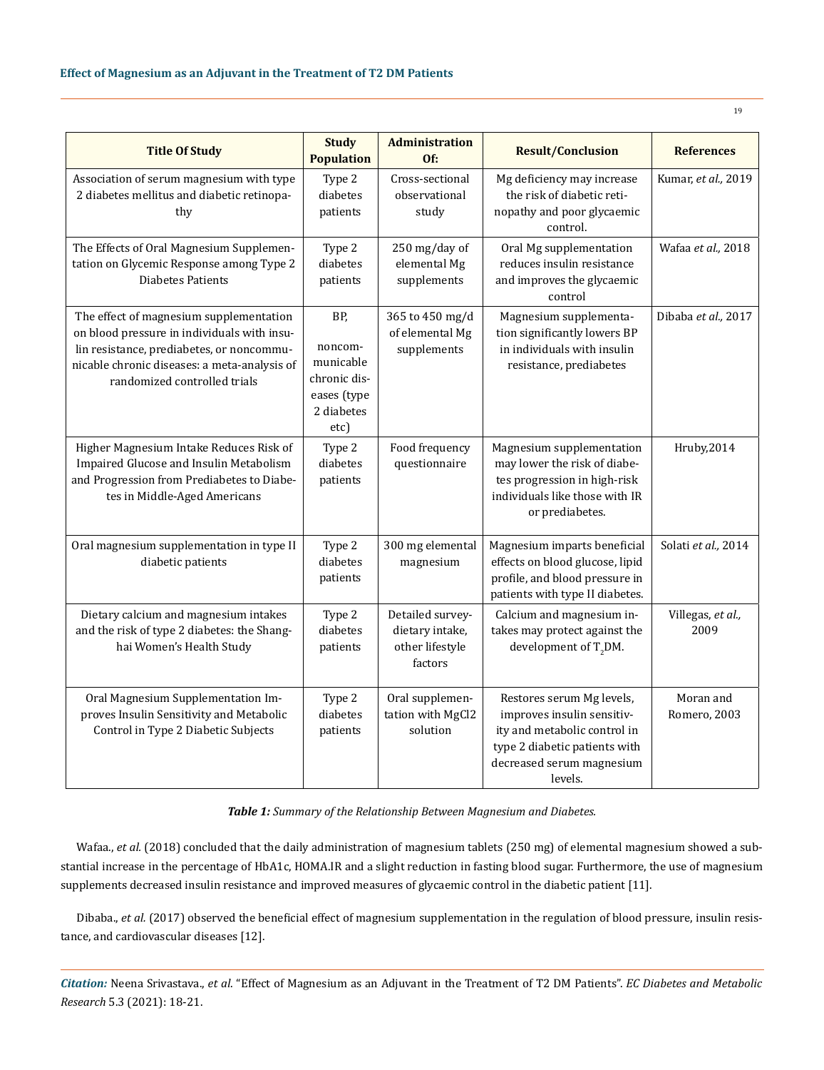| Title Of Study | Study Population | Administration Of: | Result/Conclusion | References |
|---|---|---|---|---|
| Association of serum magnesium with type 2 diabetes mellitus and diabetic retinopathy | Type 2 diabetes patients | Cross-sectional observational study | Mg deficiency may increase the risk of diabetic retinopathy and poor glycaemic control. | Kumar, *et al.,* 2019 |
| The Effects of Oral Magnesium Supplementation on Glycemic Response among Type 2 Diabetes Patients | Type 2 diabetes patients | 250 mg/day of elemental Mg supplements | Oral Mg supplementation reduces insulin resistance and improves the glycaemic control | Wafaa *et al.,* 2018 |
| The effect of magnesium supplementation on blood pressure in individuals with insulin resistance, prediabetes, or noncommunicable chronic diseases: a meta-analysis of randomized controlled trials | BP, noncommunicable chronic diseases (type 2 diabetes etc) | 365 to 450 mg/d of elemental Mg supplements | Magnesium supplementation significantly lowers BP in individuals with insulin resistance, prediabetes | Dibaba *et al.,* 2017 |
| Higher Magnesium Intake Reduces Risk of Impaired Glucose and Insulin Metabolism and Progression from Prediabetes to Diabetes in Middle-Aged Americans | Type 2 diabetes patients | Food frequency questionnaire | Magnesium supplementation may lower the risk of diabetes progression in high-risk individuals like those with IR or prediabetes. | Hruby,2014 |
| Oral magnesium supplementation in type II diabetic patients | Type 2 diabetes patients | 300 mg elemental magnesium | Magnesium imparts beneficial effects on blood glucose, lipid profile, and blood pressure in patients with type II diabetes. | Solati *et al.,* 2014 |
| Dietary calcium and magnesium intakes and the risk of type 2 diabetes: the Shanghai Women's Health Study | Type 2 diabetes patients | Detailed survey-dietary intake, other lifestyle factors | Calcium and magnesium intakes may protect against the development of $T_2$DM. | Villegas, *et al.,* 2009 |
| Oral Magnesium Supplementation Improves Insulin Sensitivity and Metabolic Control in Type 2 Diabetic Subjects | Type 2 diabetes patients | Oral supplementation with MgCl2 solution | Restores serum Mg levels, improves insulin sensitivity and metabolic control in type 2 diabetic patients with decreased serum magnesium levels. | Moran and Romero, 2003 |

***Table 1:*** *Summary of the Relationship Between Magnesium and Diabetes.*

Wafaa., *et al.* (2018) concluded that the daily administration of magnesium tablets (250 mg) of elemental magnesium showed a substantial increase in the percentage of HbA1c, HOMA.IR and a slight reduction in fasting blood sugar. Furthermore, the use of magnesium supplements decreased insulin resistance and improved measures of glycaemic control in the diabetic patient [11].

Dibaba., *et al.* (2017) observed the beneficial effect of magnesium supplementation in the regulation of blood pressure, insulin resistance, and cardiovascular diseases [12].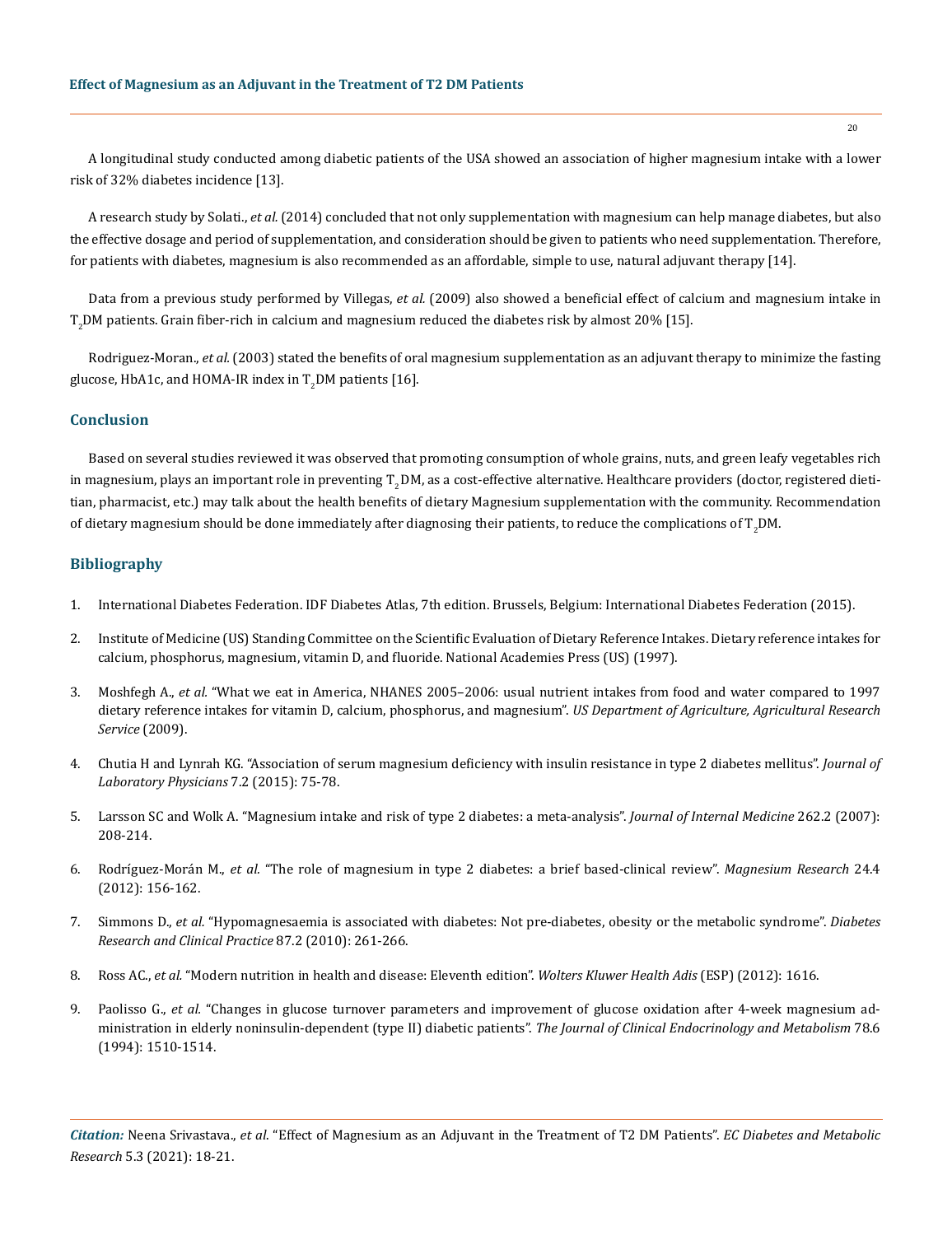A longitudinal study conducted among diabetic patients of the USA showed an association of higher magnesium intake with a lower risk of 32% diabetes incidence [13].

A research study by Solati., *et al.* (2014) concluded that not only supplementation with magnesium can help manage diabetes, but also the effective dosage and period of supplementation, and consideration should be given to patients who need supplementation. Therefore, for patients with diabetes, magnesium is also recommended as an affordable, simple to use, natural adjuvant therapy [14].

Data from a previous study performed by Villegas, *et al.* (2009) also showed a beneficial effect of calcium and magnesium intake in $T_2$DM patients. Grain fiber-rich in calcium and magnesium reduced the diabetes risk by almost 20% [15].

Rodriguez-Moran., *et al.* (2003) stated the benefits of oral magnesium supplementation as an adjuvant therapy to minimize the fasting glucose, HbA1c, and HOMA-IR index in $T_2$DM patients [16].

## Conclusion

Based on several studies reviewed it was observed that promoting consumption of whole grains, nuts, and green leafy vegetables rich in magnesium, plays an important role in preventing $T_2$DM, as a cost-effective alternative. Healthcare providers (doctor, registered dietitian, pharmacist, etc.) may talk about the health benefits of dietary Magnesium supplementation with the community. Recommendation of dietary magnesium should be done immediately after diagnosing their patients, to reduce the complications of $T_2$DM.

## Bibliography

1. International Diabetes Federation. IDF Diabetes Atlas, 7th edition. Brussels, Belgium: International Diabetes Federation (2015).
2. Institute of Medicine (US) Standing Committee on the Scientific Evaluation of Dietary Reference Intakes. Dietary reference intakes for calcium, phosphorus, magnesium, vitamin D, and fluoride. National Academies Press (US) (1997).
3. Moshfegh A., *et al.* "What we eat in America, NHANES 2005–2006: usual nutrient intakes from food and water compared to 1997 dietary reference intakes for vitamin D, calcium, phosphorus, and magnesium". *US Department of Agriculture, Agricultural Research Service* (2009).
4. Chutia H and Lynrah KG. "Association of serum magnesium deficiency with insulin resistance in type 2 diabetes mellitus". *Journal of Laboratory Physicians* 7.2 (2015): 75-78.
5. Larsson SC and Wolk A. "Magnesium intake and risk of type 2 diabetes: a meta-analysis". *Journal of Internal Medicine* 262.2 (2007): 208-214.
6. Rodríguez-Morán M., *et al.* "The role of magnesium in type 2 diabetes: a brief based-clinical review". *Magnesium Research* 24.4 (2012): 156-162.
7. Simmons D., *et al.* "Hypomagnesaemia is associated with diabetes: Not pre-diabetes, obesity or the metabolic syndrome". *Diabetes Research and Clinical Practice* 87.2 (2010): 261-266.
8. Ross AC., *et al.* "Modern nutrition in health and disease: Eleventh edition". *Wolters Kluwer Health Adis* (ESP) (2012): 1616.
9. Paolisso G., *et al.* "Changes in glucose turnover parameters and improvement of glucose oxidation after 4-week magnesium administration in elderly noninsulin-dependent (type II) diabetic patients". *The Journal of Clinical Endocrinology and Metabolism* 78.6 (1994): 1510-1514.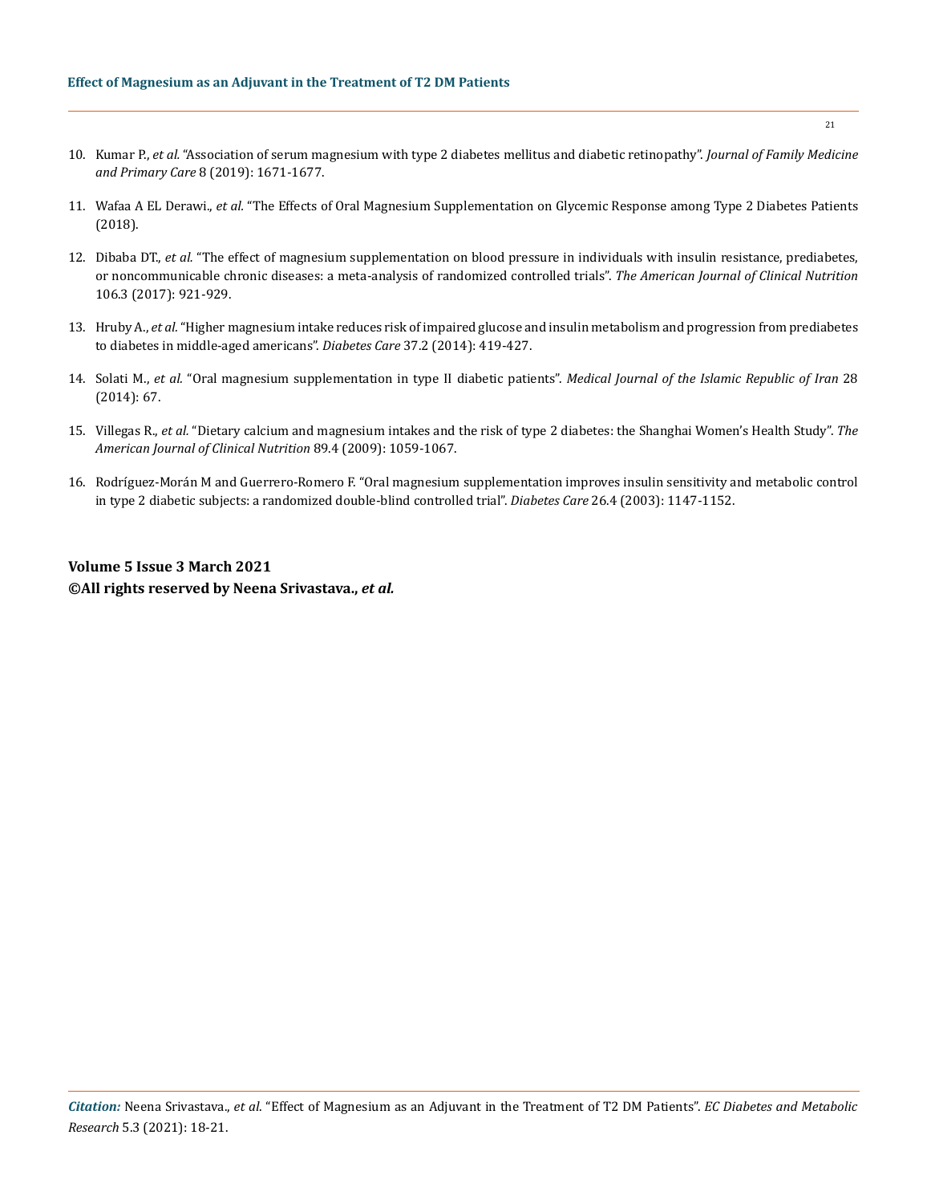10. Kumar P., *et al.* "Association of serum magnesium with type 2 diabetes mellitus and diabetic retinopathy". *Journal of Family Medicine and Primary Care* 8 (2019): 1671-1677.

11. Wafaa A EL Derawi., *et al.* "The Effects of Oral Magnesium Supplementation on Glycemic Response among Type 2 Diabetes Patients (2018).

12. Dibaba DT., *et al.* "The effect of magnesium supplementation on blood pressure in individuals with insulin resistance, prediabetes, or noncommunicable chronic diseases: a meta-analysis of randomized controlled trials". *The American Journal of Clinical Nutrition* 106.3 (2017): 921-929.

13. Hruby A., *et al.* "Higher magnesium intake reduces risk of impaired glucose and insulin metabolism and progression from prediabetes to diabetes in middle-aged americans". *Diabetes Care* 37.2 (2014): 419-427.

14. Solati M., *et al.* "Oral magnesium supplementation in type II diabetic patients". *Medical Journal of the Islamic Republic of Iran* 28 (2014): 67.

15. Villegas R., *et al.* "Dietary calcium and magnesium intakes and the risk of type 2 diabetes: the Shanghai Women's Health Study". *The American Journal of Clinical Nutrition* 89.4 (2009): 1059-1067.

16. Rodríguez-Morán M and Guerrero-Romero F. "Oral magnesium supplementation improves insulin sensitivity and metabolic control in type 2 diabetic subjects: a randomized double-blind controlled trial". *Diabetes Care* 26.4 (2003): 1147-1152.

**Volume 5 Issue 3 March 2021**
**©All rights reserved by Neena Srivastava., *et al.***